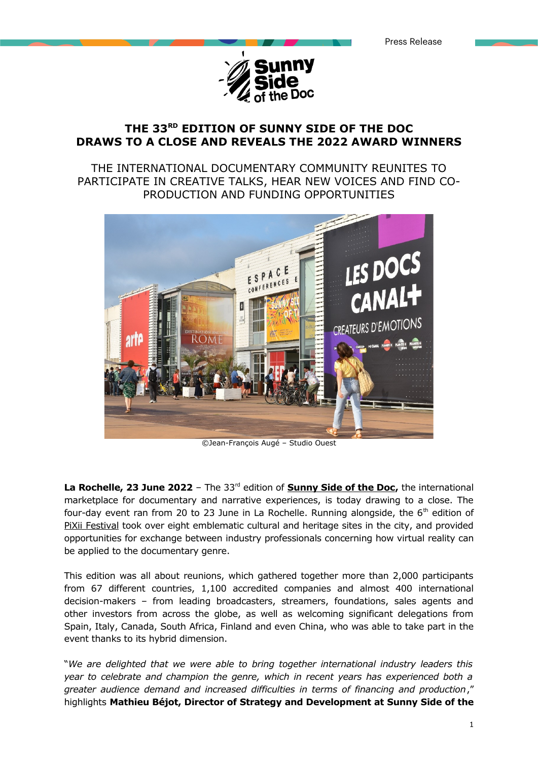Press Release

# THE 33RD EDITION OF SUNNY SIDE OF THE DOC DRAWS TO A CLOSE AND REVEALS THE 2022 AWARD WINNERS

## THE INTERNATIONAL DOCUMENTARY COMMUNITY REUNITES TO PARTICIPATE IN CREATIVE TALKS, HEAR NEW VOICES AND FIND CO-PRODUCTION AND FUNDING OPPORTUNITIES

©Jean-François Augé – Studio Ouest

**La Rochelle, 23 June 2022** – The 33rd edition of **Sunny Side of the Doc,** the international marketplace for documentary and narrative experiences, is today drawing to a close. The four-day event ran from 20 to 23 June in La Rochelle. Running alongside, the 6th edition of PiXii Festival took over eight emblematic cultural and heritage sites in the city, and provided opportunities for exchange between industry professionals concerning how virtual reality can be applied to the documentary genre.

This edition was all about reunions, which gathered together more than 2,000 participants from 67 different countries, 1,100 accredited companies and almost 400 international decision-makers – from leading broadcasters, streamers, foundations, sales agents and other investors from across the globe, as well as welcoming significant delegations from Spain, Italy, Canada, South Africa, Finland and even China, who was able to take part in the event thanks to its hybrid dimension.

"*We are delighted that we were able to bring together international industry leaders this year to celebrate and champion the genre, which in recent years has experienced both a greater audience demand and increased difficulties in terms of financing and production*," highlights **Mathieu Béjot, Director of Strategy and Development at Sunny Side of the**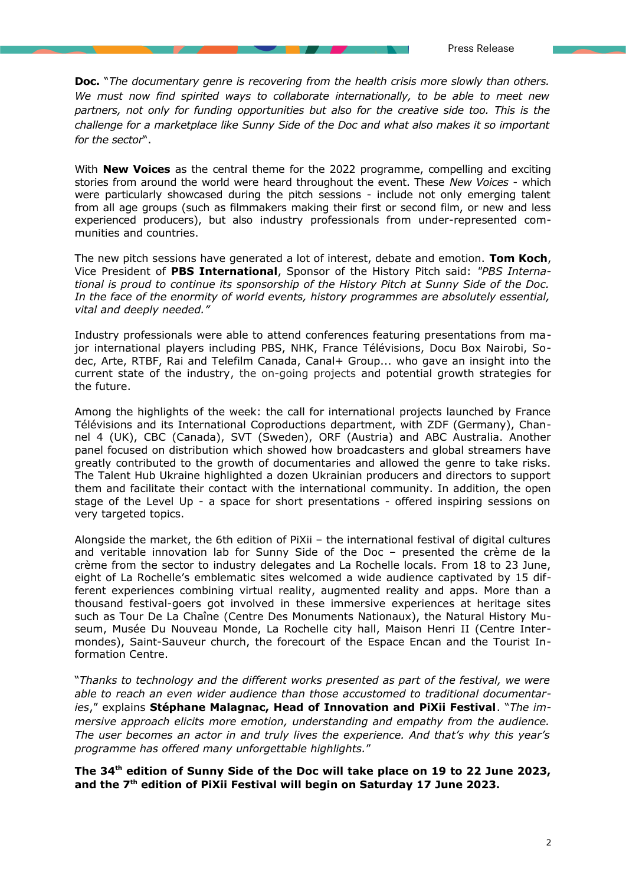**Doc.** "*The documentary genre is recovering from the health crisis more slowly than others. We must now find spirited ways to collaborate internationally, to be able to meet new partners, not only for funding opportunities but also for the creative side too. This is the challenge for a marketplace like Sunny Side of the Doc and what also makes it so important for the sector*".

With **New Voices** as the central theme for the 2022 programme, compelling and exciting stories from around the world were heard throughout the event. These *New Voices* - which were particularly showcased during the pitch sessions - include not only emerging talent from all age groups (such as filmmakers making their first or second film, or new and less experienced producers), but also industry professionals from under-represented communities and countries.

The new pitch sessions have generated a lot of interest, debate and emotion. **Tom Koch**, Vice President of **PBS International**, Sponsor of the History Pitch said: *"PBS International is proud to continue its sponsorship of the History Pitch at Sunny Side of the Doc. In the face of the enormity of world events, history programmes are absolutely essential, vital and deeply needed."*

Industry professionals were able to attend conferences featuring presentations from major international players including PBS, NHK, France Télévisions, Docu Box Nairobi, Sodec, Arte, RTBF, Rai and Telefilm Canada, Canal+ Group... who gave an insight into the current state of the industry, the on-going projects and potential growth strategies for the future.

Among the highlights of the week: the call for international projects launched by France Télévisions and its International Coproductions department, with ZDF (Germany), Channel 4 (UK), CBC (Canada), SVT (Sweden), ORF (Austria) and ABC Australia. Another panel focused on distribution which showed how broadcasters and global streamers have greatly contributed to the growth of documentaries and allowed the genre to take risks. The Talent Hub Ukraine highlighted a dozen Ukrainian producers and directors to support them and facilitate their contact with the international community. In addition, the open stage of the Level Up - a space for short presentations - offered inspiring sessions on very targeted topics.

Alongside the market, the 6th edition of PiXii – the international festival of digital cultures and veritable innovation lab for Sunny Side of the Doc – presented the crème de la crème from the sector to industry delegates and La Rochelle locals. From 18 to 23 June, eight of La Rochelle's emblematic sites welcomed a wide audience captivated by 15 different experiences combining virtual reality, augmented reality and apps. More than a thousand festival-goers got involved in these immersive experiences at heritage sites such as Tour De La Chaîne (Centre Des Monuments Nationaux), the Natural History Museum, Musée Du Nouveau Monde, La Rochelle city hall, Maison Henri II (Centre Intermondes), Saint-Sauveur church, the forecourt of the Espace Encan and the Tourist Information Centre.

"*Thanks to technology and the different works presented as part of the festival, we were able to reach an even wider audience than those accustomed to traditional documentaries*," explains **Stéphane Malagnac, Head of Innovation and PiXii Festival**. "*The immersive approach elicits more emotion, understanding and empathy from the audience. The user becomes an actor in and truly lives the experience. And that's why this year's programme has offered many unforgettable highlights.*"

**The 34th edition of Sunny Side of the Doc will take place on 19 to 22 June 2023, and the 7th edition of PiXii Festival will begin on Saturday 17 June 2023.**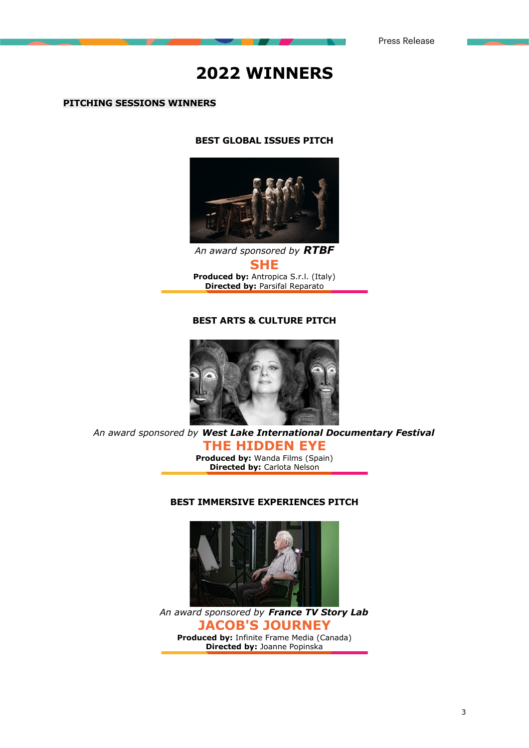# 2022 WINNERS

## PITCHING SESSIONS WINNERS

### BEST GLOBAL ISSUES PITCH

*An award sponsored by* ***RTBF***

**SHE**

**Produced by:** Antropica S.r.l. (Italy)
**Directed by:** Parsifal Reparato

### BEST ARTS & CULTURE PITCH

*An award sponsored by* ***West Lake International Documentary Festival***

**THE HIDDEN EYE**

**Produced by:** Wanda Films (Spain)
**Directed by:** Carlota Nelson

### BEST IMMERSIVE EXPERIENCES PITCH

*An award sponsored by* ***France TV Story Lab***

**JACOB'S JOURNEY**

**Produced by:** Infinite Frame Media (Canada)
**Directed by:** Joanne Popinska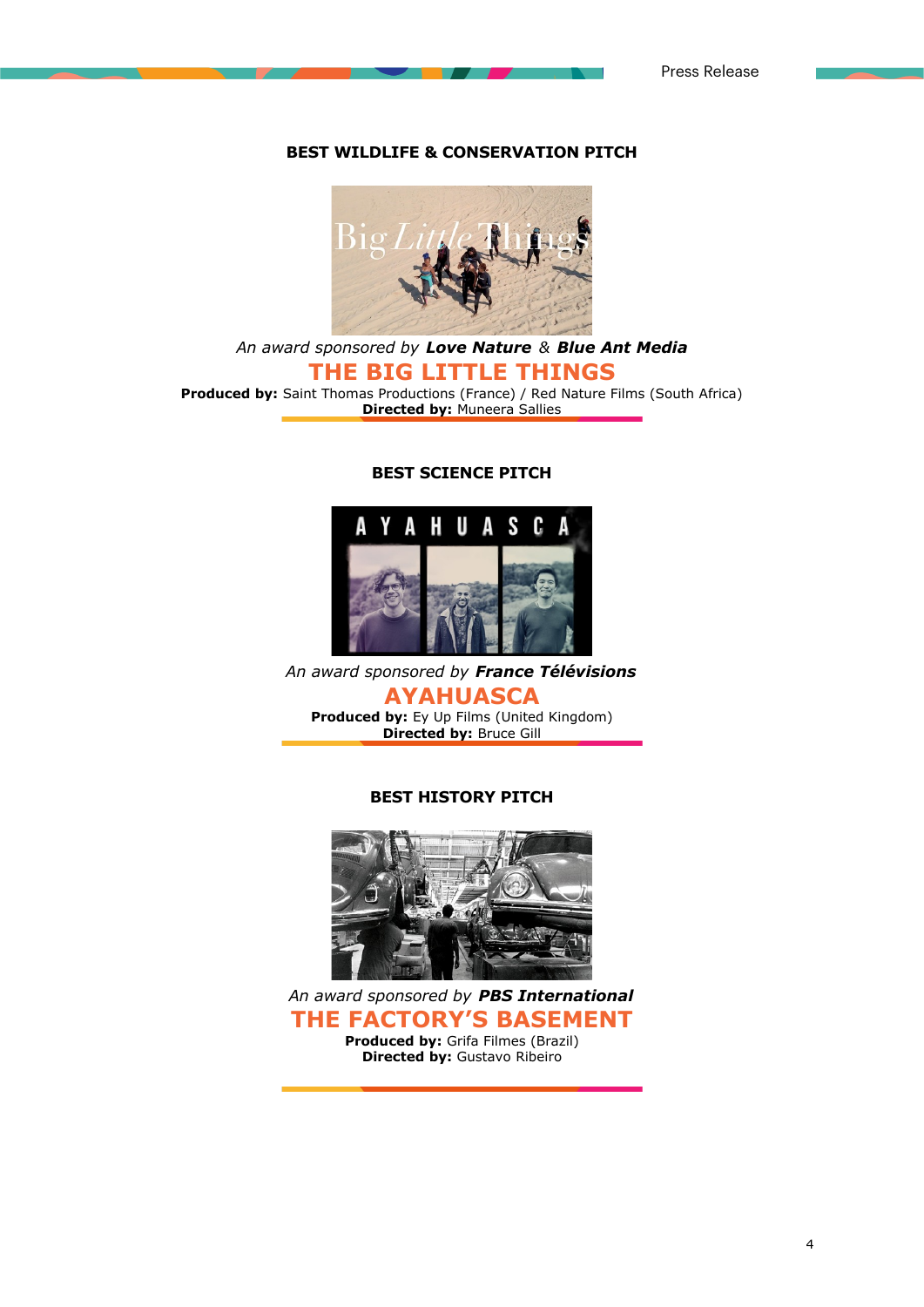### BEST WILDLIFE & CONSERVATION PITCH

*An award sponsored by* ***Love Nature*** *&* ***Blue Ant Media***

## THE BIG LITTLE THINGS

**Produced by:** Saint Thomas Productions (France) / Red Nature Films (South Africa)
**Directed by:** Muneera Sallies

### BEST SCIENCE PITCH

*An award sponsored by* ***France Télévisions***

## AYAHUASCA

**Produced by:** Ey Up Films (United Kingdom)
**Directed by:** Bruce Gill

### BEST HISTORY PITCH

*An award sponsored by* ***PBS International***

## THE FACTORY'S BASEMENT

**Produced by:** Grifa Filmes (Brazil)
**Directed by:** Gustavo Ribeiro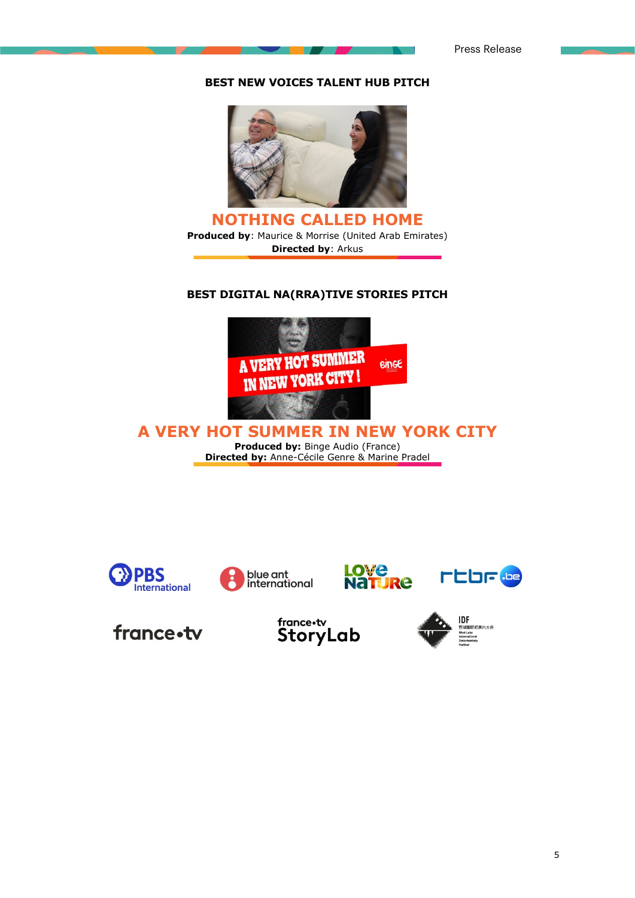### BEST NEW VOICES TALENT HUB PITCH

## NOTHING CALLED HOME

**Produced by**: Maurice & Morrise (United Arab Emirates)

**Directed by**: Arkus

### BEST DIGITAL NA(RRA)TIVE STORIES PITCH

## A VERY HOT SUMMER IN NEW YORK CITY

**Produced by:** Binge Audio (France)

**Directed by:** Anne-Cécile Genre & Marine Pradel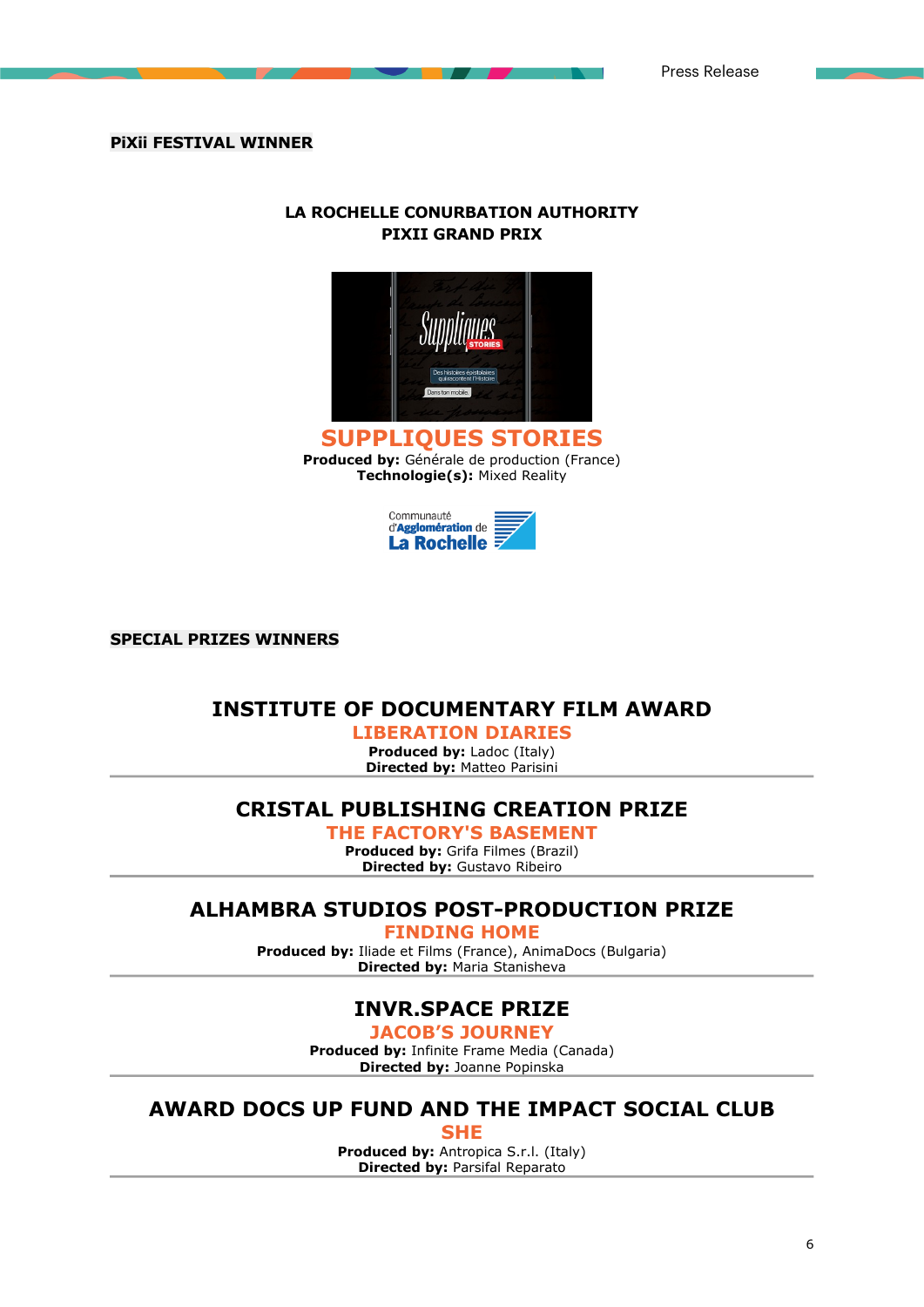## PiXii FESTIVAL WINNER

### LA ROCHELLE CONURBATION AUTHORITY
### PIXII GRAND PRIX

### SUPPLIQUES STORIES

**Produced by:** Générale de production (France)
**Technologie(s):** Mixed Reality

## SPECIAL PRIZES WINNERS

### INSTITUTE OF DOCUMENTARY FILM AWARD

**LIBERATION DIARIES**

**Produced by:** Ladoc (Italy)
**Directed by:** Matteo Parisini

---

### CRISTAL PUBLISHING CREATION PRIZE

**THE FACTORY'S BASEMENT**

**Produced by:** Grifa Filmes (Brazil)
**Directed by:** Gustavo Ribeiro

---

### ALHAMBRA STUDIOS POST-PRODUCTION PRIZE

**FINDING HOME**

**Produced by:** Iliade et Films (France), AnimaDocs (Bulgaria)
**Directed by:** Maria Stanisheva

---

### INVR.SPACE PRIZE

**JACOB'S JOURNEY**

**Produced by:** Infinite Frame Media (Canada)
**Directed by:** Joanne Popinska

---

### AWARD DOCS UP FUND AND THE IMPACT SOCIAL CLUB

**SHE**

**Produced by:** Antropica S.r.l. (Italy)
**Directed by:** Parsifal Reparato

---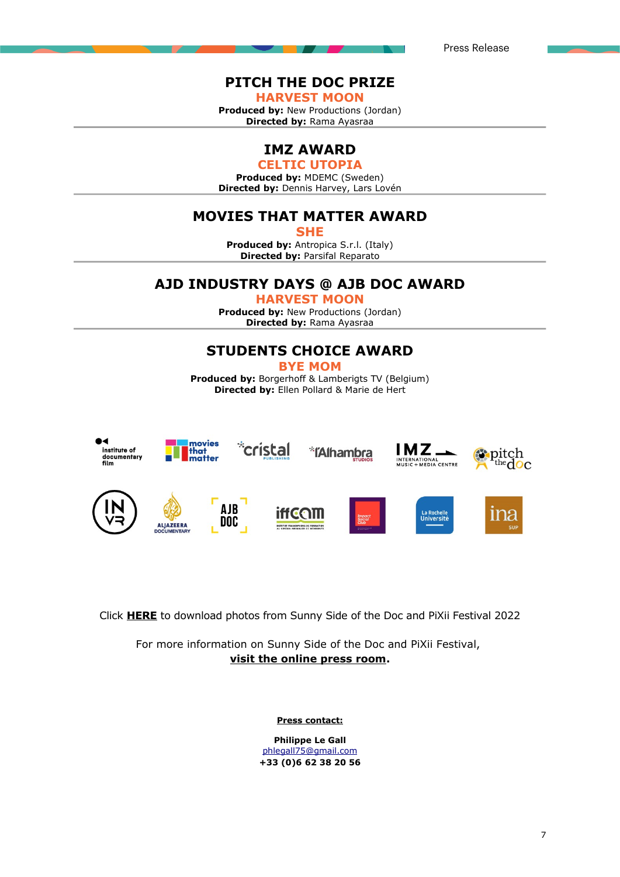## PITCH THE DOC PRIZE

### HARVEST MOON

**Produced by:** New Productions (Jordan)
**Directed by:** Rama Ayasraa

---

## IMZ AWARD

### CELTIC UTOPIA

**Produced by:** MDEMC (Sweden)
**Directed by:** Dennis Harvey, Lars Lovén

---

## MOVIES THAT MATTER AWARD

### SHE

**Produced by:** Antropica S.r.l. (Italy)
**Directed by:** Parsifal Reparato

---

## AJD INDUSTRY DAYS @ AJB DOC AWARD

### HARVEST MOON

**Produced by:** New Productions (Jordan)
**Directed by:** Rama Ayasraa

---

## STUDENTS CHOICE AWARD

### BYE MOM

**Produced by:** Borgerhoff & Lamberigts TV (Belgium)
**Directed by:** Ellen Pollard & Marie de Hert

Click **HERE** to download photos from Sunny Side of the Doc and PiXii Festival 2022

For more information on Sunny Side of the Doc and PiXii Festival,
**visit the online press room**.

**Press contact:**

**Philippe Le Gall**
phlegall75@gmail.com
**+33 (0)6 62 38 20 56**